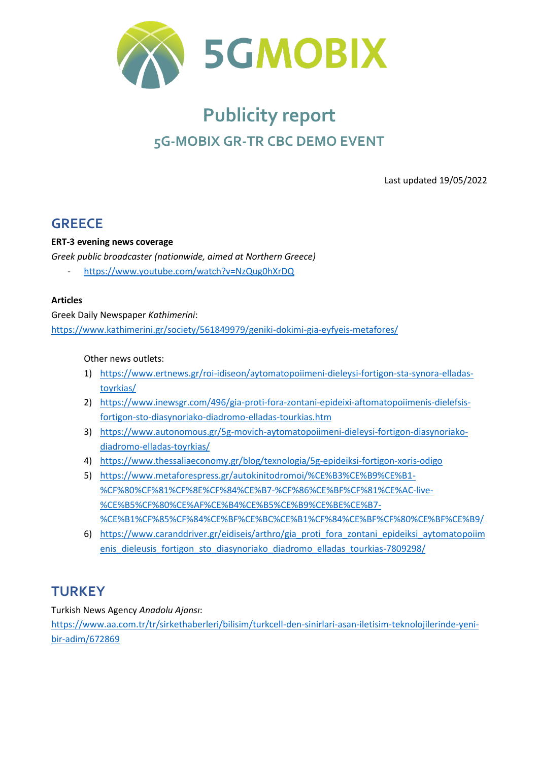5GMOBIX

# Publicity report

## 5G-MOBIX GR-TR CBC DEMO EVENT

Last updated 19/05/2022

## GREECE

**ERT-3 evening news coverage**

*Greek public broadcaster (nationwide, aimed at Northern Greece)*

- https://www.youtube.com/watch?v=NzQug0hXrDQ

**Articles**

Greek Daily Newspaper *Kathimerini*:
https://www.kathimerini.gr/society/561849979/geniki-dokimi-gia-eyfyeis-metafores/

Other news outlets:

1) https://www.ertnews.gr/roi-idiseon/aytomatopoiimeni-dieleysi-fortigon-sta-synora-elladas-toyrkias/
2) https://www.inewsgr.com/496/gia-proti-fora-zontani-epideixi-aftomatopoiimenis-dielefsis-fortigon-sto-diasynoriako-diadromo-elladas-tourkias.htm
3) https://www.autonomous.gr/5g-movich-aytomatopoiimeni-dieleysi-fortigon-diasynoriako-diadromo-elladas-toyrkias/
4) https://www.thessaliaeconomy.gr/blog/texnologia/5g-epideiksi-fortigon-xoris-odigo
5) https://www.metaforespress.gr/autokinitodromoi/%CE%B3%CE%B9%CE%B1-%CF%80%CF%81%CF%8E%CF%84%CE%B7-%CF%86%CE%BF%CF%81%CE%AC-live-%CE%B5%CF%80%CE%AF%CE%B4%CE%B5%CE%B9%CE%BE%CE%B7-%CE%B1%CF%85%CF%84%CE%BF%CE%BC%CE%B1%CF%84%CE%BF%CF%80%CE%BF%CE%B9/
6) https://www.caranddriver.gr/eidiseis/arthro/gia_proti_fora_zontani_epideiksi_aytomatopoiimenis_dieleusis_fortigon_sto_diasynoriako_diadromo_elladas_tourkias-7809298/

## TURKEY

Turkish News Agency *Anadolu Ajansı*:
https://www.aa.com.tr/tr/sirkethaberleri/bilisim/turkcell-den-sinirlari-asan-iletisim-teknolojilerinde-yeni-bir-adim/672869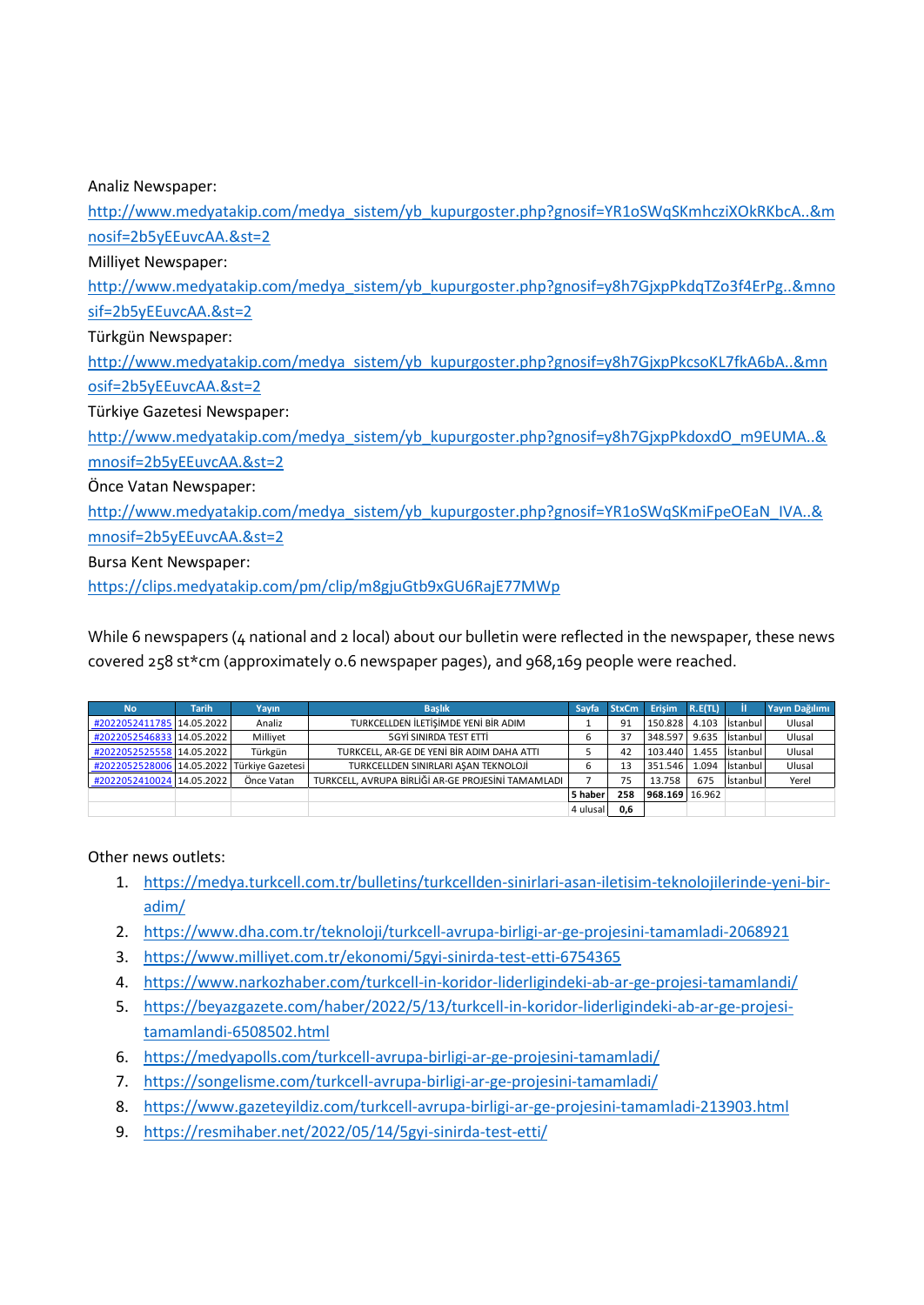Analiz Newspaper:

http://www.medyatakip.com/medya_sistem/yb_kupurgoster.php?gnosif=YR1oSWqSKmhcziXOkRKbcA..&mnosif=2b5yEEuvcAA.&st=2

Milliyet Newspaper:

http://www.medyatakip.com/medya_sistem/yb_kupurgoster.php?gnosif=y8h7GjxpPkdqTZo3f4ErPg..&mnosif=2b5yEEuvcAA.&st=2

Türkgün Newspaper:

http://www.medyatakip.com/medya_sistem/yb_kupurgoster.php?gnosif=y8h7GjxpPkcsoKL7fkA6bA..&mnosif=2b5yEEuvcAA.&st=2

Türkiye Gazetesi Newspaper:

http://www.medyatakip.com/medya_sistem/yb_kupurgoster.php?gnosif=y8h7GjxpPkdoxdO_m9EUMA..&mnosif=2b5yEEuvcAA.&st=2

Önce Vatan Newspaper:

http://www.medyatakip.com/medya_sistem/yb_kupurgoster.php?gnosif=YR1oSWqSKmiFpeOEaN_lVA..&mnosif=2b5yEEuvcAA.&st=2

Bursa Kent Newspaper:

https://clips.medyatakip.com/pm/clip/m8gjuGtb9xGU6RajE77MWp

While 6 newspapers (4 national and 2 local) about our bulletin were reflected in the newspaper, these news covered 258 st*cm (approximately 0.6 newspaper pages), and 968,169 people were reached.

| No | Tarih | Yayın | Başlık | Sayfa | StxCm | Erişim | R.E(TL) | İl | Yayın Dağılımı |
|---|---|---|---|---|---|---|---|---|---|
| #2022052411785 | 14.05.2022 | Analiz | TURKCELLDEN İLETİŞİMDE YENİ BİR ADIM | 1 | 91 | 150.828 | 4.103 | İstanbul | Ulusal |
| #2022052546833 | 14.05.2022 | Milliyet | 5GYİ SINIRDA TEST ETTİ | 6 | 37 | 348.597 | 9.635 | İstanbul | Ulusal |
| #2022052525558 | 14.05.2022 | Türkgün | TURKCELL, AR-GE DE YENİ BİR ADIM DAHA ATTI | 5 | 42 | 103.440 | 1.455 | İstanbul | Ulusal |
| #2022052528006 | 14.05.2022 | Türkiye Gazetesi | TURKCELLDEN SINIRLARI AŞAN TEKNOLOJİ | 6 | 13 | 351.546 | 1.094 | İstanbul | Ulusal |
| #2022052410024 | 14.05.2022 | Önce Vatan | TURKCELL, AVRUPA BİRLİĞİ AR-GE PROJESİNİ TAMAMLADI | 7 | 75 | 13.758 | 675 | İstanbul | Yerel |
| | | | | 5 haber | 258 | 968.169 | 16.962 | | |
| | | | | 4 ulusal | 0,6 | | | | |

Other news outlets:

1. https://medya.turkcell.com.tr/bulletins/turkcellden-sinirlari-asan-iletisim-teknolojilerinde-yeni-bir-adim/
2. https://www.dha.com.tr/teknoloji/turkcell-avrupa-birligi-ar-ge-projesini-tamamladi-2068921
3. https://www.milliyet.com.tr/ekonomi/5gyi-sinirda-test-etti-6754365
4. https://www.narkozhaber.com/turkcell-in-koridor-liderligindeki-ab-ar-ge-projesi-tamamlandi/
5. https://beyazgazete.com/haber/2022/5/13/turkcell-in-koridor-liderligindeki-ab-ar-ge-projesi-tamamlandi-6508502.html
6. https://medyapolls.com/turkcell-avrupa-birligi-ar-ge-projesini-tamamladi/
7. https://songelisme.com/turkcell-avrupa-birligi-ar-ge-projesini-tamamladi/
8. https://www.gazeteyildiz.com/turkcell-avrupa-birligi-ar-ge-projesini-tamamladi-213903.html
9. https://resmihaber.net/2022/05/14/5gyi-sinirda-test-etti/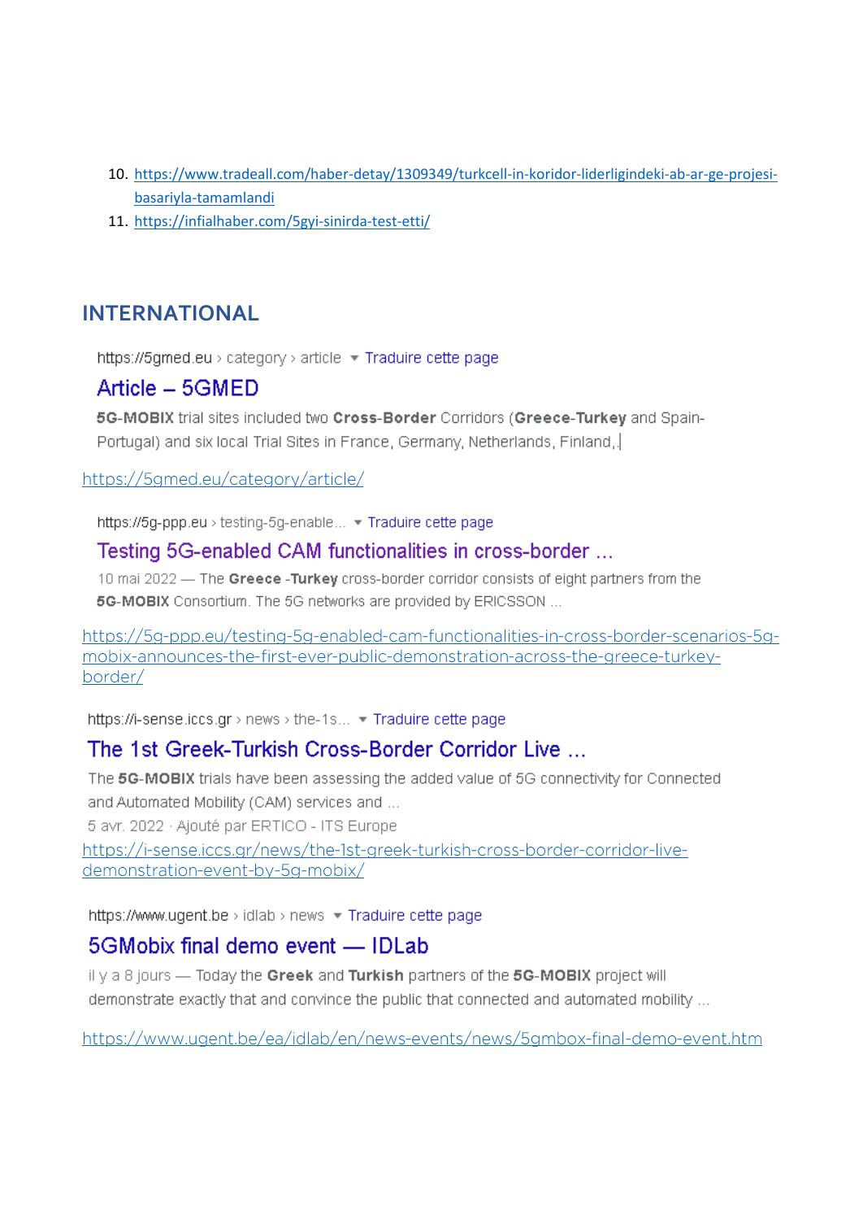10. https://www.tradeall.com/haber-detay/1309349/turkcell-in-koridor-liderligindeki-ab-ar-ge-projesi-basariyla-tamamlandi
11. https://infialhaber.com/5gyi-sinirda-test-etti/

## INTERNATIONAL

https://5gmed.eu › category › article ▾ Traduire cette page

### Article – 5GMED

**5G-MOBIX** trial sites included two **Cross-Border** Corridors (**Greece-Turkey** and Spain-Portugal) and six local Trial Sites in France, Germany, Netherlands, Finland,.

https://5gmed.eu/category/article/

https://5g-ppp.eu › testing-5g-enable... ▾ Traduire cette page

### Testing 5G-enabled CAM functionalities in cross-border ...

10 mai 2022 — The **Greece** -**Turkey** cross-border corridor consists of eight partners from the **5G-MOBIX** Consortium. The 5G networks are provided by ERICSSON ...

https://5g-ppp.eu/testing-5g-enabled-cam-functionalities-in-cross-border-scenarios-5g-mobix-announces-the-first-ever-public-demonstration-across-the-greece-turkey-border/

https://i-sense.iccs.gr › news › the-1s... ▾ Traduire cette page

### The 1st Greek-Turkish Cross-Border Corridor Live ...

The **5G-MOBIX** trials have been assessing the added value of 5G connectivity for Connected and Automated Mobility (CAM) services and ...

5 avr. 2022 · Ajouté par ERTICO - ITS Europe

https://i-sense.iccs.gr/news/the-1st-greek-turkish-cross-border-corridor-live-demonstration-event-by-5g-mobix/

https://www.ugent.be › idlab › news ▾ Traduire cette page

### 5GMobix final demo event — IDLab

il y a 8 jours — Today the **Greek** and **Turkish** partners of the **5G-MOBIX** project will demonstrate exactly that and convince the public that connected and automated mobility ...

https://www.ugent.be/ea/idlab/en/news-events/news/5gmbox-final-demo-event.htm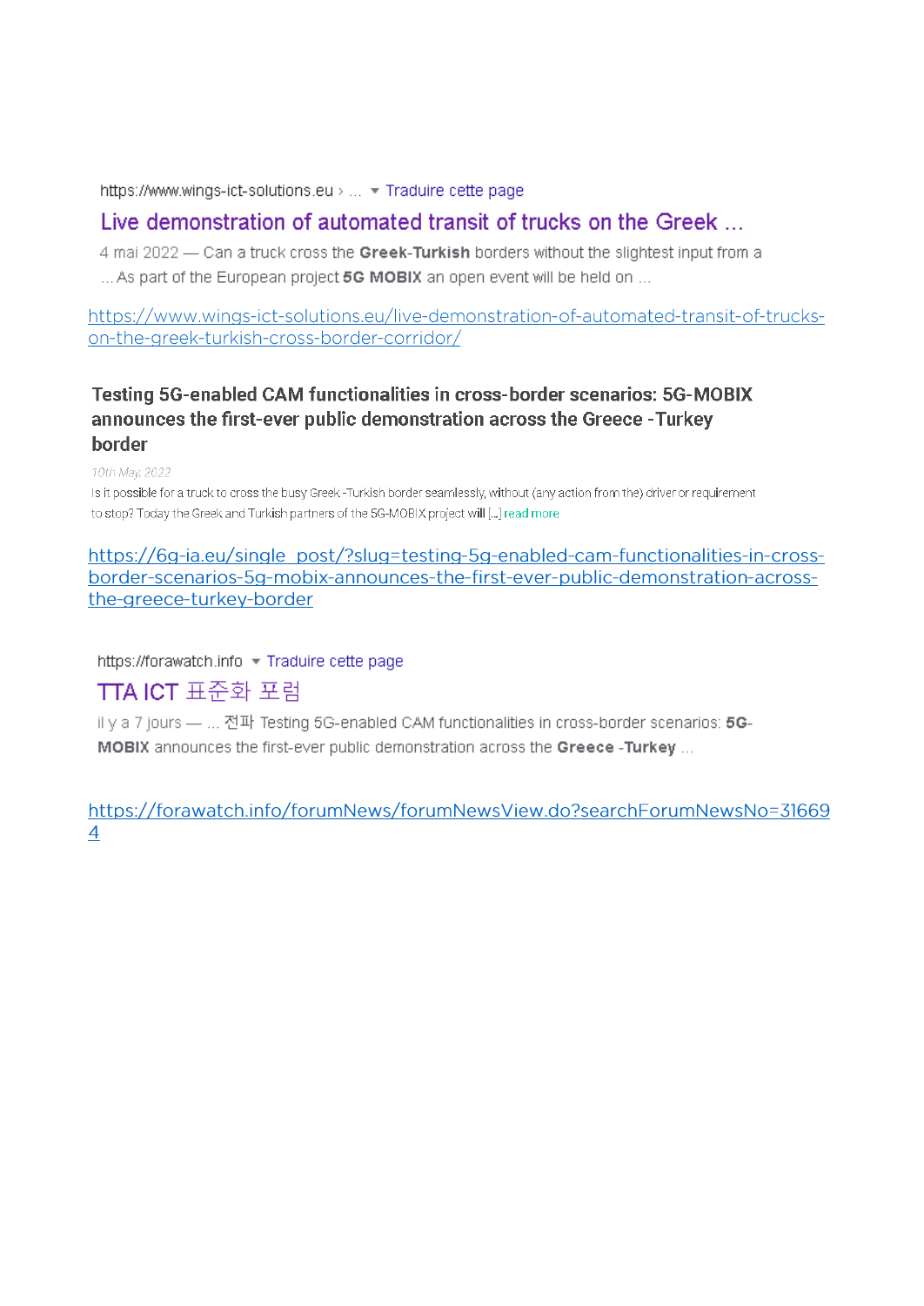https://www.wings-ict-solutions.eu › ... ▾ Traduire cette page

**Live demonstration of automated transit of trucks on the Greek ...**

4 mai 2022 — Can a truck cross the **Greek-Turkish** borders without the slightest input from a ... As part of the European project **5G MOBIX** an open event will be held on ...

https://www.wings-ict-solutions.eu/live-demonstration-of-automated-transit-of-trucks-on-the-greek-turkish-cross-border-corridor/

**Testing 5G-enabled CAM functionalities in cross-border scenarios: 5G-MOBIX announces the first-ever public demonstration across the Greece -Turkey border**

*10th May 2022*

Is it possible for a truck to cross the busy Greek -Turkish border seamlessly, without (any action from the) driver or requirement to stop? Today the Greek and Turkish partners of the 5G-MOBIX project will [...] read more

https://6g-ia.eu/single_post/?slug=testing-5g-enabled-cam-functionalities-in-cross-border-scenarios-5g-mobix-announces-the-first-ever-public-demonstration-across-the-greece-turkey-border

https://forawatch.info ▾ Traduire cette page

**TTA ICT 표준화 포럼**

il y a 7 jours — ... 전파 Testing 5G-enabled CAM functionalities in cross-border scenarios: **5G-MOBIX** announces the first-ever public demonstration across the **Greece -Turkey** ...

https://forawatch.info/forumNews/forumNewsView.do?searchForumNewsNo=316694